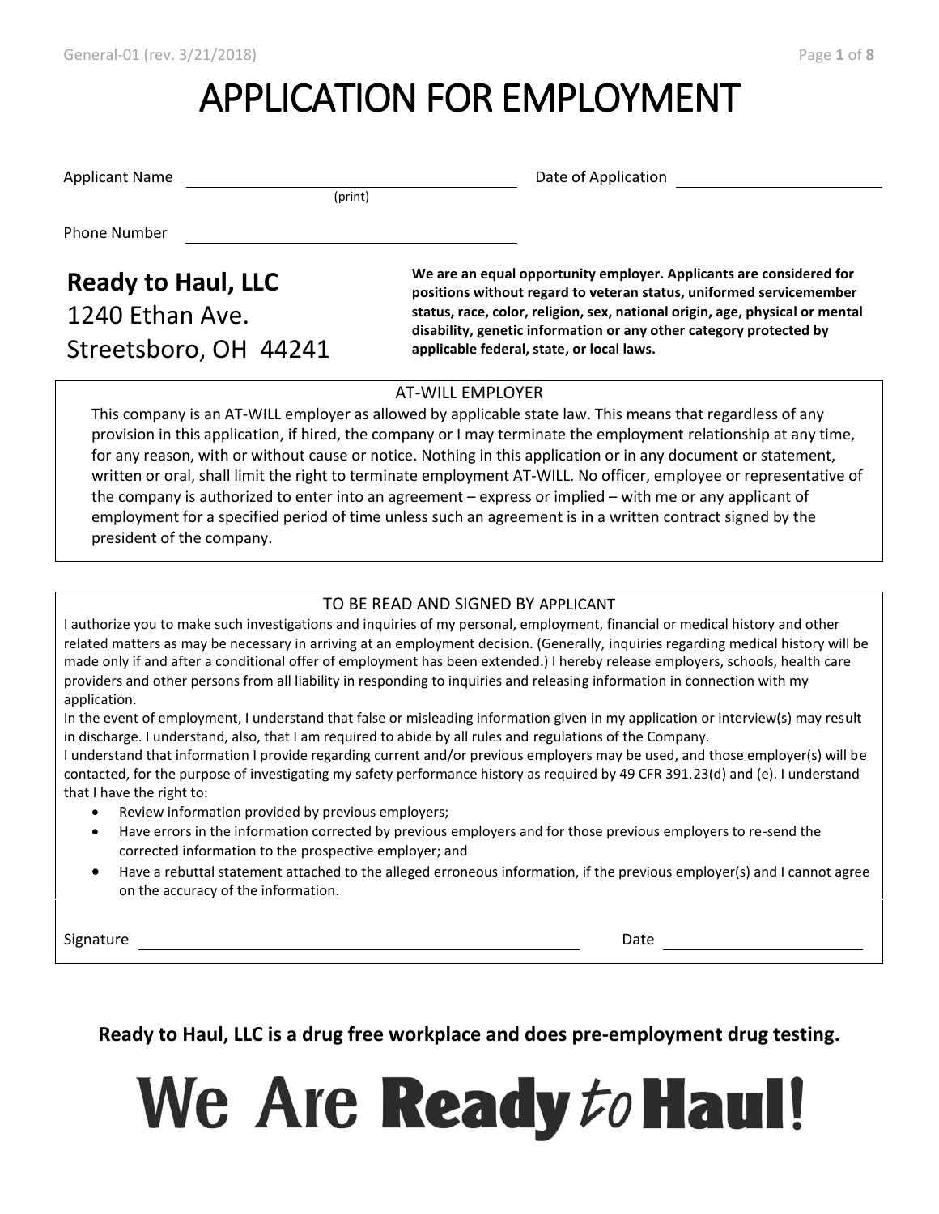# APPLICATION FOR EMPLOYMENT

Applicant Name ______________________________ (print) Date of Application ______________________

Phone Number ______________________________

**Ready to Haul, LLC**
1240 Ethan Ave.
Streetsboro, OH 44241

**We are an equal opportunity employer. Applicants are considered for positions without regard to veteran status, uniformed servicemember status, race, color, religion, sex, national origin, age, physical or mental disability, genetic information or any other category protected by applicable federal, state, or local laws.**

## AT-WILL EMPLOYER

This company is an AT-WILL employer as allowed by applicable state law. This means that regardless of any provision in this application, if hired, the company or I may terminate the employment relationship at any time, for any reason, with or without cause or notice. Nothing in this application or in any document or statement, written or oral, shall limit the right to terminate employment AT-WILL. No officer, employee or representative of the company is authorized to enter into an agreement – express or implied – with me or any applicant of employment for a specified period of time unless such an agreement is in a written contract signed by the president of the company.

## TO BE READ AND SIGNED BY APPLICANT

I authorize you to make such investigations and inquiries of my personal, employment, financial or medical history and other related matters as may be necessary in arriving at an employment decision. (Generally, inquiries regarding medical history will be made only if and after a conditional offer of employment has been extended.) I hereby release employers, schools, health care providers and other persons from all liability in responding to inquiries and releasing information in connection with my application.

In the event of employment, I understand that false or misleading information given in my application or interview(s) may result in discharge. I understand, also, that I am required to abide by all rules and regulations of the Company.

I understand that information I provide regarding current and/or previous employers may be used, and those employer(s) will be contacted, for the purpose of investigating my safety performance history as required by 49 CFR 391.23(d) and (e). I understand that I have the right to:

- Review information provided by previous employers;
- Have errors in the information corrected by previous employers and for those previous employers to re-send the corrected information to the prospective employer; and
- Have a rebuttal statement attached to the alleged erroneous information, if the previous employer(s) and I cannot agree on the accuracy of the information.

Signature ______________________________________ Date ____________________

**Ready to Haul, LLC is a drug free workplace and does pre-employment drug testing.**

**We Are Ready to Haul!**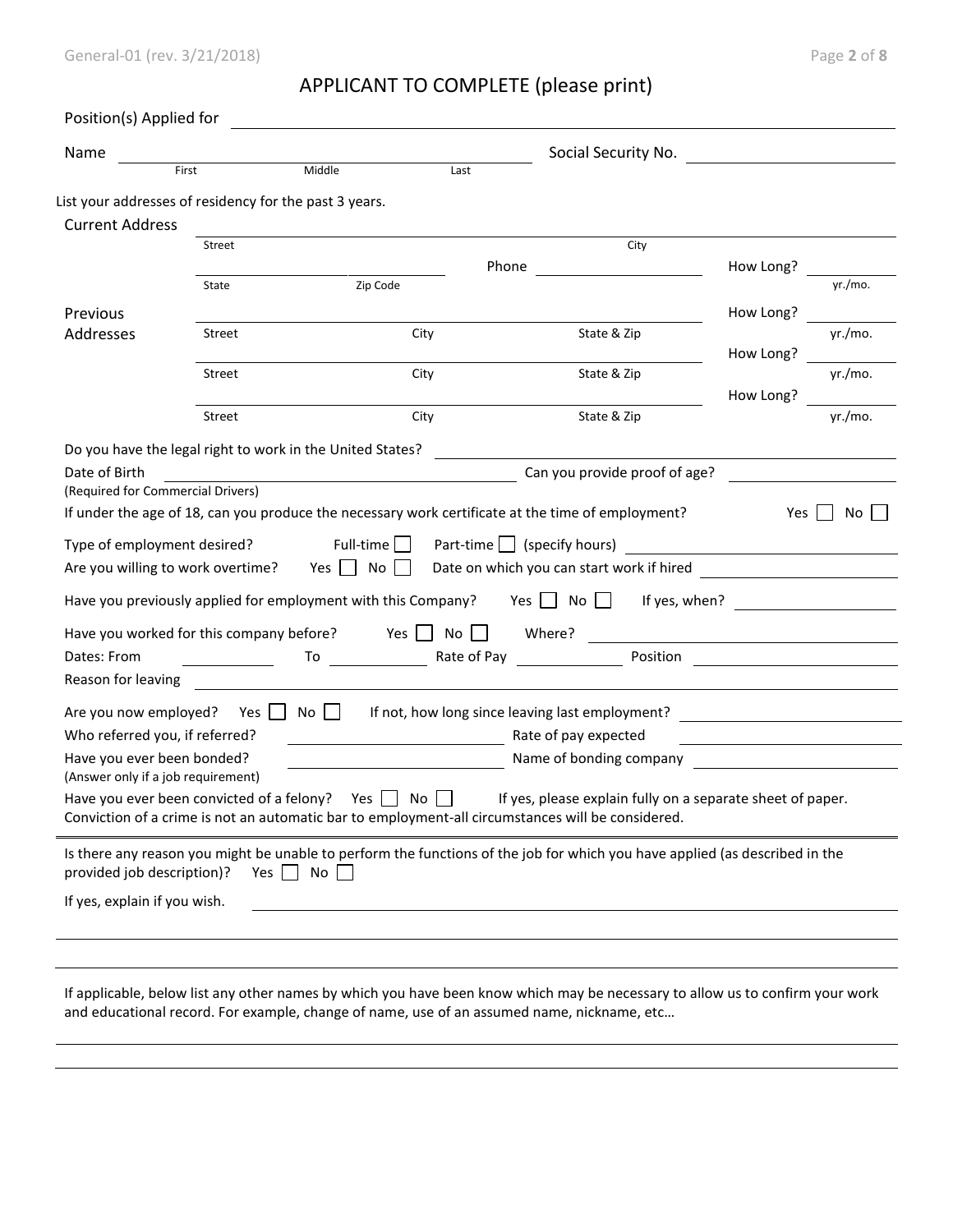# APPLICANT TO COMPLETE (please print)

Position(s) Applied for ______________________________

Name ______________________________ Social Security No. ______________________________
First Middle Last

List your addresses of residency for the past 3 years.

Current Address ______________________________
Street City

______________________________ Phone ______________ How Long? ________ yr./mo.
State Zip Code

Previous Addresses

______________________________ How Long? ________ yr./mo.
Street City State & Zip

______________________________ How Long? ________ yr./mo.
Street City State & Zip

______________________________ How Long? ________ yr./mo.
Street City State & Zip

Do you have the legal right to work in the United States? ______________________________

Date of Birth ______________________________ Can you provide proof of age? ______________
(Required for Commercial Drivers)

If under the age of 18, can you produce the necessary work certificate at the time of employment? Yes ☐ No ☐

Type of employment desired? Full-time ☐ Part-time ☐ (specify hours) ______________

Are you willing to work overtime? Yes ☐ No ☐ Date on which you can start work if hired ______________

Have you previously applied for employment with this Company? Yes ☐ No ☐ If yes, when? ______________

Have you worked for this company before? Yes ☐ No ☐ Where? ______________

Dates: From ________ To ________ Rate of Pay ________ Position ______________

Reason for leaving ______________________________

Are you now employed? Yes ☐ No ☐ If not, how long since leaving last employment? ______________

Who referred you, if referred? ______________ Rate of pay expected ______________

Have you ever been bonded? ______________ Name of bonding company ______________
(Answer only if a job requirement)

Have you ever been convicted of a felony? Yes ☐ No ☐ If yes, please explain fully on a separate sheet of paper.
Conviction of a crime is not an automatic bar to employment-all circumstances will be considered.

---

Is there any reason you might be unable to perform the functions of the job for which you have applied (as described in the provided job description)? Yes ☐ No ☐

If yes, explain if you wish. ______________________________

______________________________

______________________________

If applicable, below list any other names by which you have been know which may be necessary to allow us to confirm your work and educational record. For example, change of name, use of an assumed name, nickname, etc…

______________________________

______________________________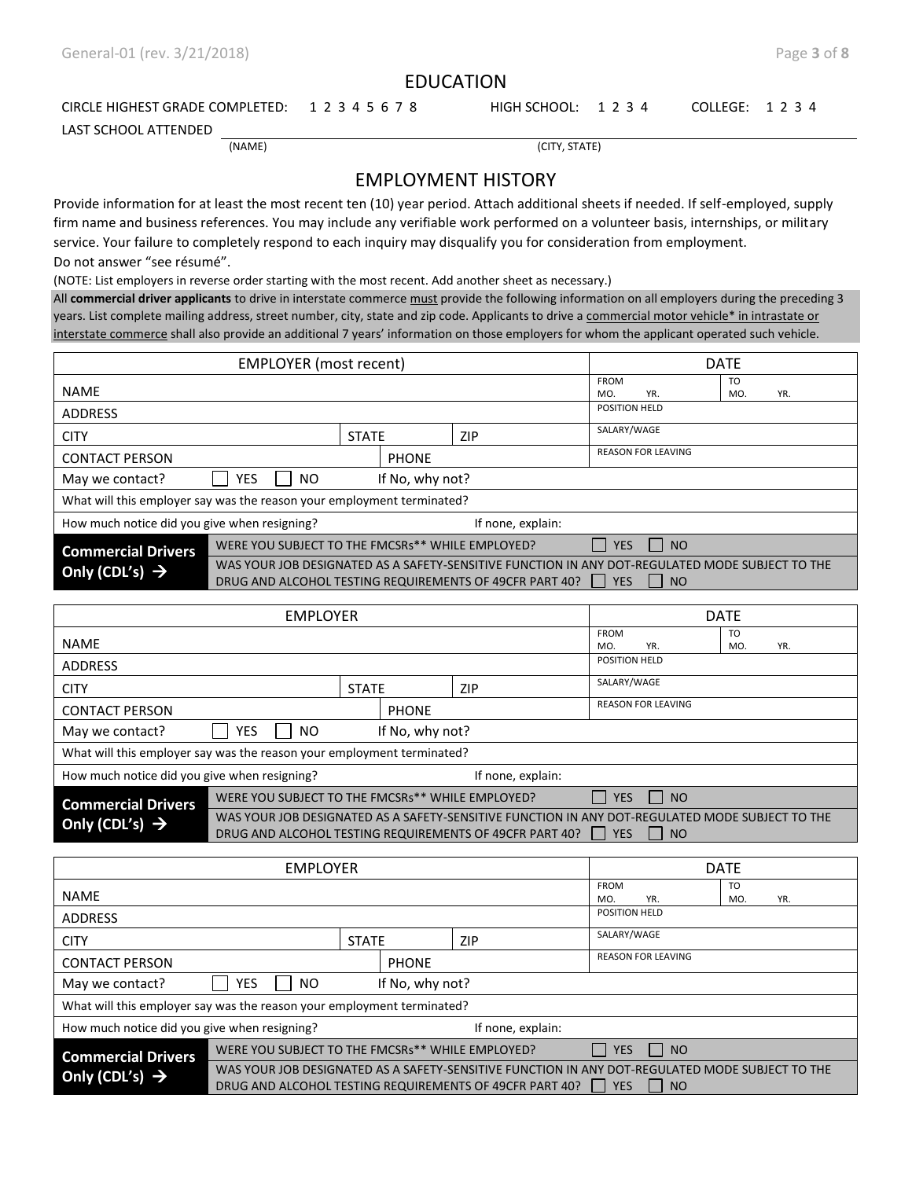# EDUCATION

CIRCLE HIGHEST GRADE COMPLETED: 1 2 3 4 5 6 7 8 HIGH SCHOOL: 1 2 3 4 COLLEGE: 1 2 3 4

LAST SCHOOL ATTENDED

(NAME) (CITY, STATE)

# EMPLOYMENT HISTORY

Provide information for at least the most recent ten (10) year period. Attach additional sheets if needed. If self-employed, supply firm name and business references. You may include any verifiable work performed on a volunteer basis, internships, or military service. Your failure to completely respond to each inquiry may disqualify you for consideration from employment.
Do not answer "see résumé".

(NOTE: List employers in reverse order starting with the most recent. Add another sheet as necessary.)

All **commercial driver applicants** to drive in interstate commerce must provide the following information on all employers during the preceding 3 years. List complete mailing address, street number, city, state and zip code. Applicants to drive a commercial motor vehicle* in intrastate or interstate commerce shall also provide an additional 7 years' information on those employers for whom the applicant operated such vehicle.

| EMPLOYER (most recent) | | | DATE | |
|---|---|---|---|---|
| NAME | | | FROM MO. YR. | TO MO. YR. |
| ADDRESS | | | POSITION HELD | |
| CITY | STATE | ZIP | SALARY/WAGE | |
| CONTACT PERSON | PHONE | | REASON FOR LEAVING | |
| May we contact? ☐ YES ☐ NO | If No, why not? | | | |
| What will this employer say was the reason your employment terminated? | | | | |
| How much notice did you give when resigning? | If none, explain: | | | |
| **Commercial Drivers Only (CDL's) →** | WERE YOU SUBJECT TO THE FMCSRs** WHILE EMPLOYED? ☐ YES ☐ NO | | | |
| | WAS YOUR JOB DESIGNATED AS A SAFETY-SENSITIVE FUNCTION IN ANY DOT-REGULATED MODE SUBJECT TO THE DRUG AND ALCOHOL TESTING REQUIREMENTS OF 49CFR PART 40? ☐ YES ☐ NO | | | |

| EMPLOYER | | | DATE | |
|---|---|---|---|---|
| NAME | | | FROM MO. YR. | TO MO. YR. |
| ADDRESS | | | POSITION HELD | |
| CITY | STATE | ZIP | SALARY/WAGE | |
| CONTACT PERSON | PHONE | | REASON FOR LEAVING | |
| May we contact? ☐ YES ☐ NO | If No, why not? | | | |
| What will this employer say was the reason your employment terminated? | | | | |
| How much notice did you give when resigning? | If none, explain: | | | |
| **Commercial Drivers Only (CDL's) →** | WERE YOU SUBJECT TO THE FMCSRs** WHILE EMPLOYED? ☐ YES ☐ NO | | | |
| | WAS YOUR JOB DESIGNATED AS A SAFETY-SENSITIVE FUNCTION IN ANY DOT-REGULATED MODE SUBJECT TO THE DRUG AND ALCOHOL TESTING REQUIREMENTS OF 49CFR PART 40? ☐ YES ☐ NO | | | |

| EMPLOYER | | | DATE | |
|---|---|---|---|---|
| NAME | | | FROM MO. YR. | TO MO. YR. |
| ADDRESS | | | POSITION HELD | |
| CITY | STATE | ZIP | SALARY/WAGE | |
| CONTACT PERSON | PHONE | | REASON FOR LEAVING | |
| May we contact? ☐ YES ☐ NO | If No, why not? | | | |
| What will this employer say was the reason your employment terminated? | | | | |
| How much notice did you give when resigning? | If none, explain: | | | |
| **Commercial Drivers Only (CDL's) →** | WERE YOU SUBJECT TO THE FMCSRs** WHILE EMPLOYED? ☐ YES ☐ NO | | | |
| | WAS YOUR JOB DESIGNATED AS A SAFETY-SENSITIVE FUNCTION IN ANY DOT-REGULATED MODE SUBJECT TO THE DRUG AND ALCOHOL TESTING REQUIREMENTS OF 49CFR PART 40? ☐ YES ☐ NO | | | |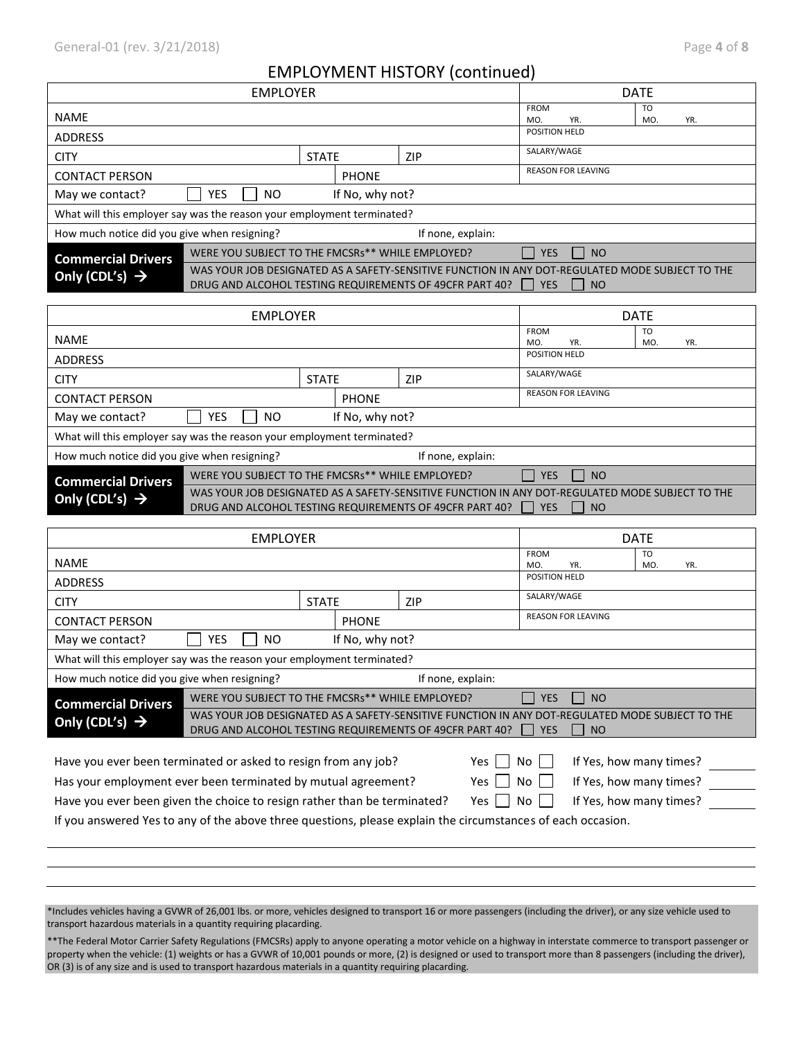## EMPLOYMENT HISTORY (continued)

| EMPLOYER | | | DATE |
|---|---|---|---|
| NAME | | | FROM MO. YR. / TO MO. YR. |
| ADDRESS | | | POSITION HELD |
| CITY | STATE | ZIP | SALARY/WAGE |
| CONTACT PERSON | PHONE | | REASON FOR LEAVING |
| May we contact? ☐ YES ☐ NO | If No, why not? | | |
| What will this employer say was the reason your employment terminated? | | | |
| How much notice did you give when resigning? | If none, explain: | | |
| **Commercial Drivers Only (CDL's) →** | WERE YOU SUBJECT TO THE FMCSRs** WHILE EMPLOYED? ☐ YES ☐ NO | | |
| | WAS YOUR JOB DESIGNATED AS A SAFETY-SENSITIVE FUNCTION IN ANY DOT-REGULATED MODE SUBJECT TO THE DRUG AND ALCOHOL TESTING REQUIREMENTS OF 49CFR PART 40? ☐ YES ☐ NO | | |

| EMPLOYER | | | DATE |
|---|---|---|---|
| NAME | | | FROM MO. YR. / TO MO. YR. |
| ADDRESS | | | POSITION HELD |
| CITY | STATE | ZIP | SALARY/WAGE |
| CONTACT PERSON | PHONE | | REASON FOR LEAVING |
| May we contact? ☐ YES ☐ NO | If No, why not? | | |
| What will this employer say was the reason your employment terminated? | | | |
| How much notice did you give when resigning? | If none, explain: | | |
| **Commercial Drivers Only (CDL's) →** | WERE YOU SUBJECT TO THE FMCSRs** WHILE EMPLOYED? ☐ YES ☐ NO | | |
| | WAS YOUR JOB DESIGNATED AS A SAFETY-SENSITIVE FUNCTION IN ANY DOT-REGULATED MODE SUBJECT TO THE DRUG AND ALCOHOL TESTING REQUIREMENTS OF 49CFR PART 40? ☐ YES ☐ NO | | |

| EMPLOYER | | | DATE |
|---|---|---|---|
| NAME | | | FROM MO. YR. / TO MO. YR. |
| ADDRESS | | | POSITION HELD |
| CITY | STATE | ZIP | SALARY/WAGE |
| CONTACT PERSON | PHONE | | REASON FOR LEAVING |
| May we contact? ☐ YES ☐ NO | If No, why not? | | |
| What will this employer say was the reason your employment terminated? | | | |
| How much notice did you give when resigning? | If none, explain: | | |
| **Commercial Drivers Only (CDL's) →** | WERE YOU SUBJECT TO THE FMCSRs** WHILE EMPLOYED? ☐ YES ☐ NO | | |
| | WAS YOUR JOB DESIGNATED AS A SAFETY-SENSITIVE FUNCTION IN ANY DOT-REGULATED MODE SUBJECT TO THE DRUG AND ALCOHOL TESTING REQUIREMENTS OF 49CFR PART 40? ☐ YES ☐ NO | | |

Have you ever been terminated or asked to resign from any job? Yes ☐ No ☐ If Yes, how many times? ______

Has your employment ever been terminated by mutual agreement? Yes ☐ No ☐ If Yes, how many times? ______

Have you ever been given the choice to resign rather than be terminated? Yes ☐ No ☐ If Yes, how many times? ______

If you answered Yes to any of the above three questions, please explain the circumstances of each occasion.

______________________________________________________________________

______________________________________________________________________

______________________________________________________________________

*Includes vehicles having a GVWR of 26,001 lbs. or more, vehicles designed to transport 16 or more passengers (including the driver), or any size vehicle used to transport hazardous materials in a quantity requiring placarding.

**The Federal Motor Carrier Safety Regulations (FMCSRs) apply to anyone operating a motor vehicle on a highway in interstate commerce to transport passenger or property when the vehicle: (1) weights or has a GVWR of 10,001 pounds or more, (2) is designed or used to transport more than 8 passengers (including the driver), OR (3) is of any size and is used to transport hazardous materials in a quantity requiring placarding.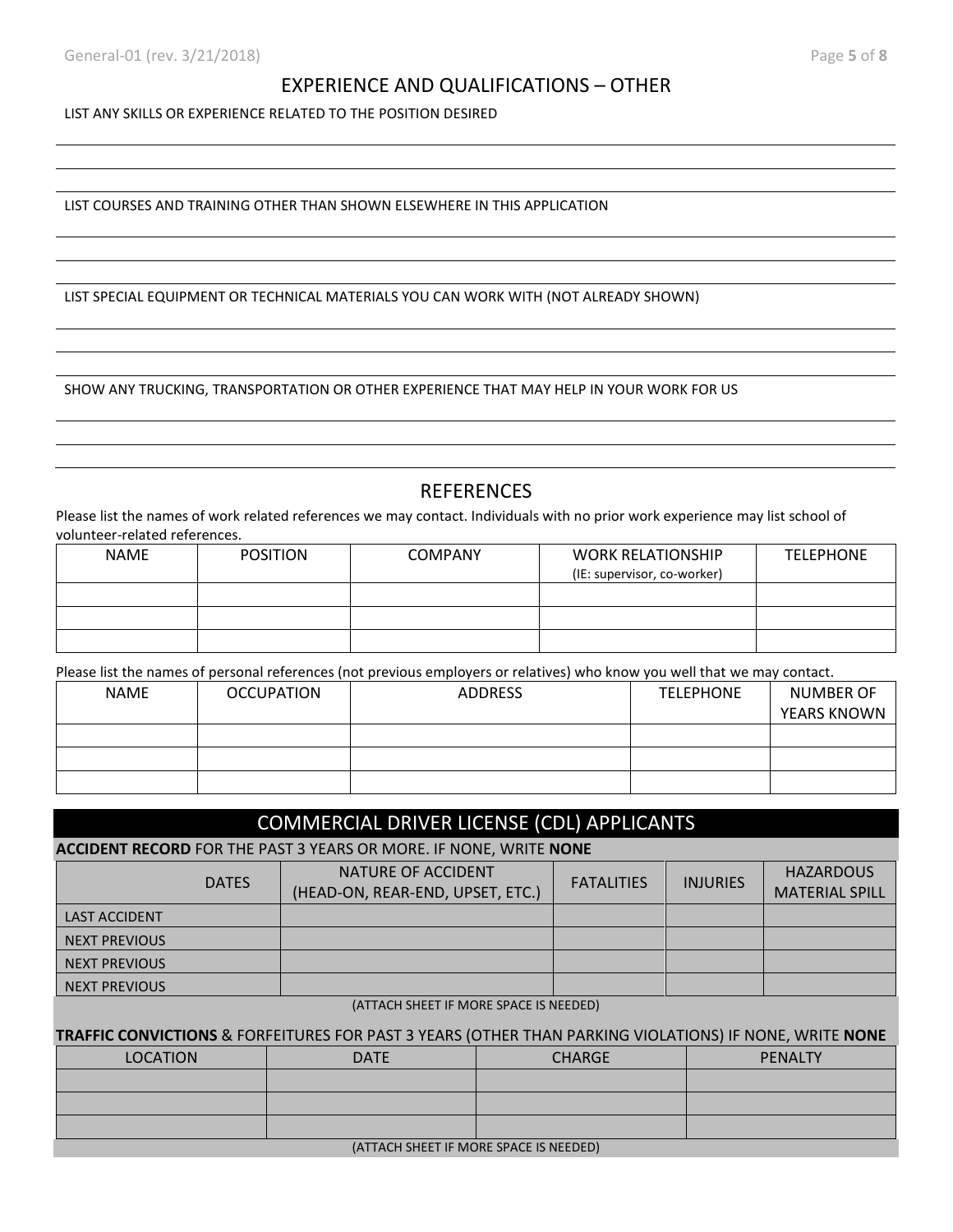## EXPERIENCE AND QUALIFICATIONS – OTHER

LIST ANY SKILLS OR EXPERIENCE RELATED TO THE POSITION DESIRED

LIST COURSES AND TRAINING OTHER THAN SHOWN ELSEWHERE IN THIS APPLICATION

LIST SPECIAL EQUIPMENT OR TECHNICAL MATERIALS YOU CAN WORK WITH (NOT ALREADY SHOWN)

SHOW ANY TRUCKING, TRANSPORTATION OR OTHER EXPERIENCE THAT MAY HELP IN YOUR WORK FOR US

## REFERENCES

Please list the names of work related references we may contact. Individuals with no prior work experience may list school of volunteer-related references.

| NAME | POSITION | COMPANY | WORK RELATIONSHIP (IE: supervisor, co-worker) | TELEPHONE |
|---|---|---|---|---|
| | | | | |
| | | | | |
| | | | | |

Please list the names of personal references (not previous employers or relatives) who know you well that we may contact.

| NAME | OCCUPATION | ADDRESS | TELEPHONE | NUMBER OF YEARS KNOWN |
|---|---|---|---|---|
| | | | | |
| | | | | |
| | | | | |

## COMMERCIAL DRIVER LICENSE (CDL) APPLICANTS

**ACCIDENT RECORD** FOR THE PAST 3 YEARS OR MORE. IF NONE, WRITE **NONE**

| DATES | NATURE OF ACCIDENT (HEAD-ON, REAR-END, UPSET, ETC.) | FATALITIES | INJURIES | HAZARDOUS MATERIAL SPILL |
|---|---|---|---|---|
| LAST ACCIDENT | | | | |
| NEXT PREVIOUS | | | | |
| NEXT PREVIOUS | | | | |
| NEXT PREVIOUS | | | | |

(ATTACH SHEET IF MORE SPACE IS NEEDED)

**TRAFFIC CONVICTIONS** & FORFEITURES FOR PAST 3 YEARS (OTHER THAN PARKING VIOLATIONS) IF NONE, WRITE **NONE**

| LOCATION | DATE | CHARGE | PENALTY |
|---|---|---|---|
| | | | |
| | | | |
| | | | |

(ATTACH SHEET IF MORE SPACE IS NEEDED)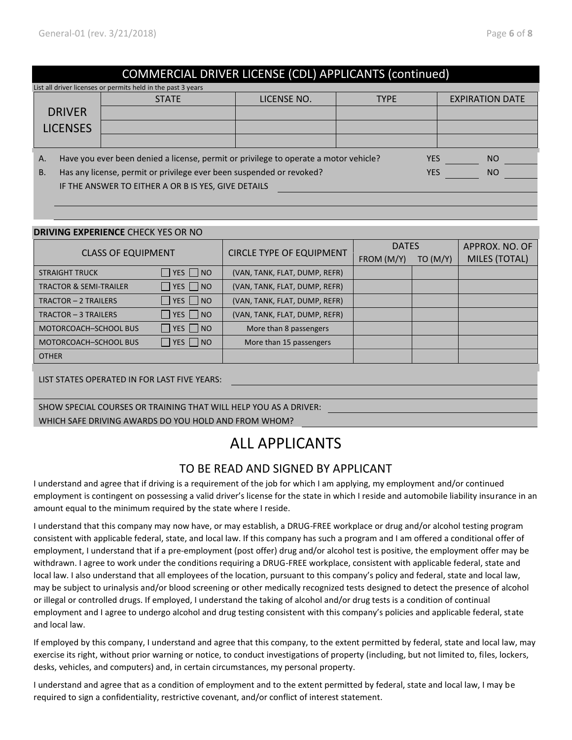## COMMERCIAL DRIVER LICENSE (CDL) APPLICANTS (continued)

List all driver licenses or permits held in the past 3 years

| DRIVER LICENSES | STATE | LICENSE NO. | TYPE | EXPIRATION DATE |
|---|---|---|---|---|
| | | | | |
| | | | | |
| | | | | |

A. Have you ever been denied a license, permit or privilege to operate a motor vehicle? YES _______ NO _______

B. Has any license, permit or privilege ever been suspended or revoked? YES _______ NO _______

IF THE ANSWER TO EITHER A OR B IS YES, GIVE DETAILS ______________________________

______________________________

______________________________

**DRIVING EXPERIENCE** CHECK YES OR NO

| CLASS OF EQUIPMENT | | CIRCLE TYPE OF EQUIPMENT | DATES | | APPROX. NO. OF MILES (TOTAL) |
|---|---|---|---|---|---|
| | | | FROM (M/Y) | TO (M/Y) | |
| STRAIGHT TRUCK | ☐ YES ☐ NO | (VAN, TANK, FLAT, DUMP, REFR) | | | |
| TRACTOR & SEMI-TRAILER | ☐ YES ☐ NO | (VAN, TANK, FLAT, DUMP, REFR) | | | |
| TRACTOR – 2 TRAILERS | ☐ YES ☐ NO | (VAN, TANK, FLAT, DUMP, REFR) | | | |
| TRACTOR – 3 TRAILERS | ☐ YES ☐ NO | (VAN, TANK, FLAT, DUMP, REFR) | | | |
| MOTORCOACH–SCHOOL BUS | ☐ YES ☐ NO | More than 8 passengers | | | |
| MOTORCOACH–SCHOOL BUS | ☐ YES ☐ NO | More than 15 passengers | | | |
| OTHER | | | | | |

LIST STATES OPERATED IN FOR LAST FIVE YEARS: ______________________________

SHOW SPECIAL COURSES OR TRAINING THAT WILL HELP YOU AS A DRIVER: ______________________________

WHICH SAFE DRIVING AWARDS DO YOU HOLD AND FROM WHOM? ______________________________

# ALL APPLICANTS

## TO BE READ AND SIGNED BY APPLICANT

I understand and agree that if driving is a requirement of the job for which I am applying, my employment and/or continued employment is contingent on possessing a valid driver's license for the state in which I reside and automobile liability insurance in an amount equal to the minimum required by the state where I reside.

I understand that this company may now have, or may establish, a DRUG-FREE workplace or drug and/or alcohol testing program consistent with applicable federal, state, and local law. If this company has such a program and I am offered a conditional offer of employment, I understand that if a pre-employment (post offer) drug and/or alcohol test is positive, the employment offer may be withdrawn. I agree to work under the conditions requiring a DRUG-FREE workplace, consistent with applicable federal, state and local law. I also understand that all employees of the location, pursuant to this company's policy and federal, state and local law, may be subject to urinalysis and/or blood screening or other medically recognized tests designed to detect the presence of alcohol or illegal or controlled drugs. If employed, I understand the taking of alcohol and/or drug tests is a condition of continual employment and I agree to undergo alcohol and drug testing consistent with this company's policies and applicable federal, state and local law.

If employed by this company, I understand and agree that this company, to the extent permitted by federal, state and local law, may exercise its right, without prior warning or notice, to conduct investigations of property (including, but not limited to, files, lockers, desks, vehicles, and computers) and, in certain circumstances, my personal property.

I understand and agree that as a condition of employment and to the extent permitted by federal, state and local law, I may be required to sign a confidentiality, restrictive covenant, and/or conflict of interest statement.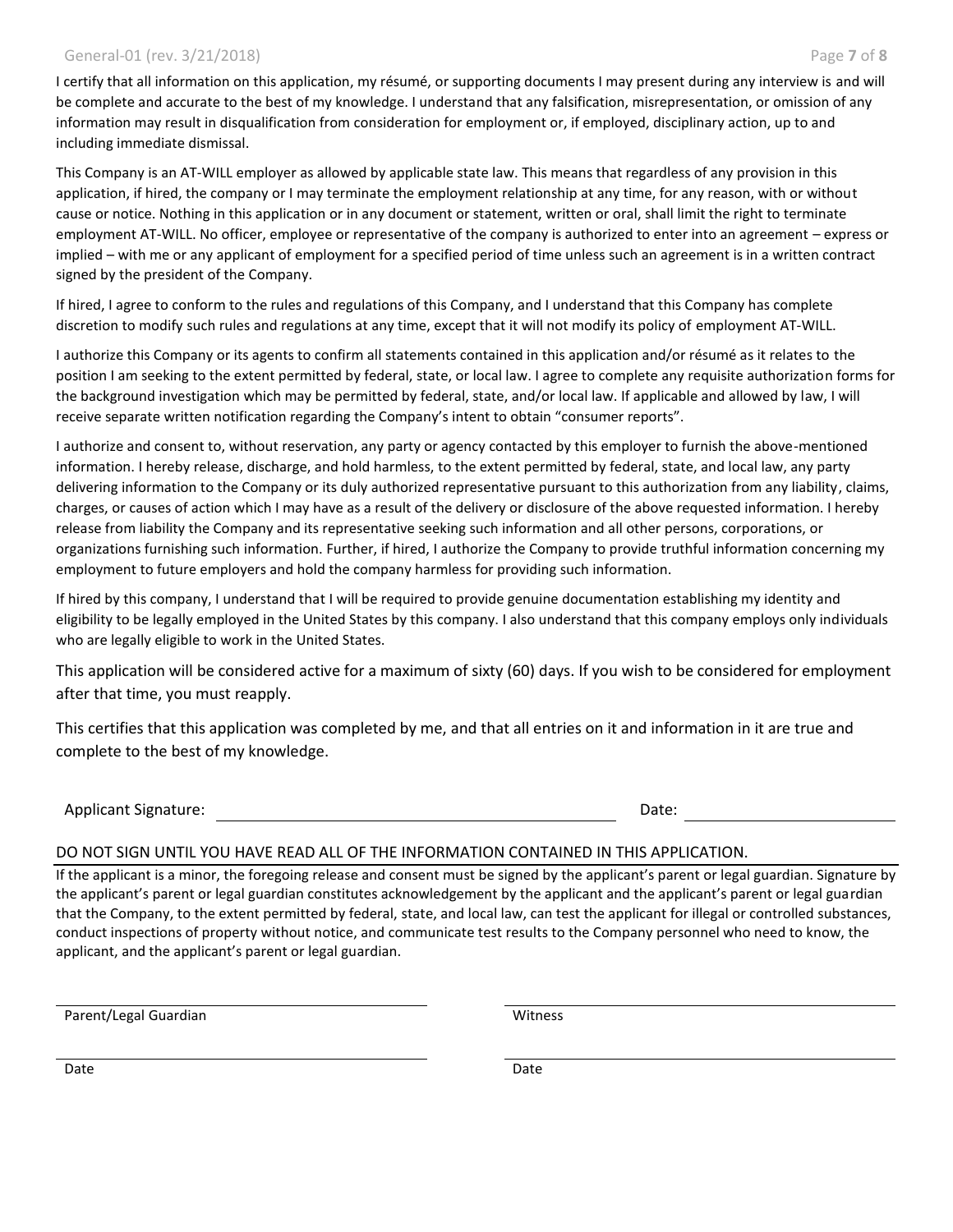I certify that all information on this application, my résumé, or supporting documents I may present during any interview is and will be complete and accurate to the best of my knowledge. I understand that any falsification, misrepresentation, or omission of any information may result in disqualification from consideration for employment or, if employed, disciplinary action, up to and including immediate dismissal.

This Company is an AT-WILL employer as allowed by applicable state law. This means that regardless of any provision in this application, if hired, the company or I may terminate the employment relationship at any time, for any reason, with or without cause or notice. Nothing in this application or in any document or statement, written or oral, shall limit the right to terminate employment AT-WILL. No officer, employee or representative of the company is authorized to enter into an agreement – express or implied – with me or any applicant of employment for a specified period of time unless such an agreement is in a written contract signed by the president of the Company.

If hired, I agree to conform to the rules and regulations of this Company, and I understand that this Company has complete discretion to modify such rules and regulations at any time, except that it will not modify its policy of employment AT-WILL.

I authorize this Company or its agents to confirm all statements contained in this application and/or résumé as it relates to the position I am seeking to the extent permitted by federal, state, or local law. I agree to complete any requisite authorization forms for the background investigation which may be permitted by federal, state, and/or local law. If applicable and allowed by law, I will receive separate written notification regarding the Company's intent to obtain "consumer reports".

I authorize and consent to, without reservation, any party or agency contacted by this employer to furnish the above-mentioned information. I hereby release, discharge, and hold harmless, to the extent permitted by federal, state, and local law, any party delivering information to the Company or its duly authorized representative pursuant to this authorization from any liability, claims, charges, or causes of action which I may have as a result of the delivery or disclosure of the above requested information. I hereby release from liability the Company and its representative seeking such information and all other persons, corporations, or organizations furnishing such information. Further, if hired, I authorize the Company to provide truthful information concerning my employment to future employers and hold the company harmless for providing such information.

If hired by this company, I understand that I will be required to provide genuine documentation establishing my identity and eligibility to be legally employed in the United States by this company. I also understand that this company employs only individuals who are legally eligible to work in the United States.

This application will be considered active for a maximum of sixty (60) days. If you wish to be considered for employment after that time, you must reapply.

This certifies that this application was completed by me, and that all entries on it and information in it are true and complete to the best of my knowledge.

Applicant Signature: ______________________________ Date: ________________

DO NOT SIGN UNTIL YOU HAVE READ ALL OF THE INFORMATION CONTAINED IN THIS APPLICATION.

If the applicant is a minor, the foregoing release and consent must be signed by the applicant's parent or legal guardian. Signature by the applicant's parent or legal guardian constitutes acknowledgement by the applicant and the applicant's parent or legal guardian that the Company, to the extent permitted by federal, state, and local law, can test the applicant for illegal or controlled substances, conduct inspections of property without notice, and communicate test results to the Company personnel who need to know, the applicant, and the applicant's parent or legal guardian.

______________________________
Parent/Legal Guardian

______________________________
Date

______________________________
Witness

______________________________
Date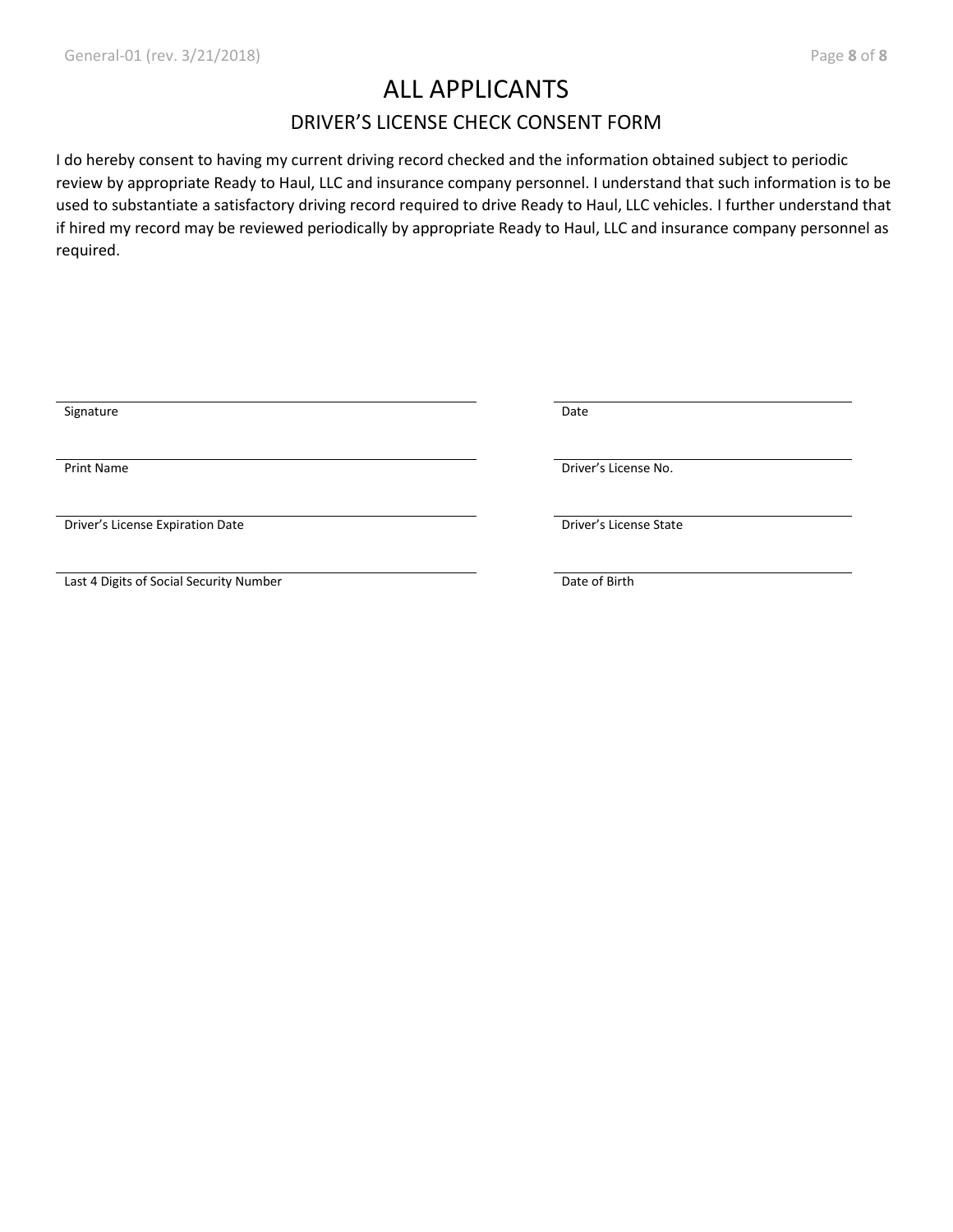# ALL APPLICANTS

## DRIVER'S LICENSE CHECK CONSENT FORM

I do hereby consent to having my current driving record checked and the information obtained subject to periodic review by appropriate Ready to Haul, LLC and insurance company personnel. I understand that such information is to be used to substantiate a satisfactory driving record required to drive Ready to Haul, LLC vehicles. I further understand that if hired my record may be reviewed periodically by appropriate Ready to Haul, LLC and insurance company personnel as required.

| | |
|---|---|
| Signature | Date |
| Print Name | Driver's License No. |
| Driver's License Expiration Date | Driver's License State |
| Last 4 Digits of Social Security Number | Date of Birth |